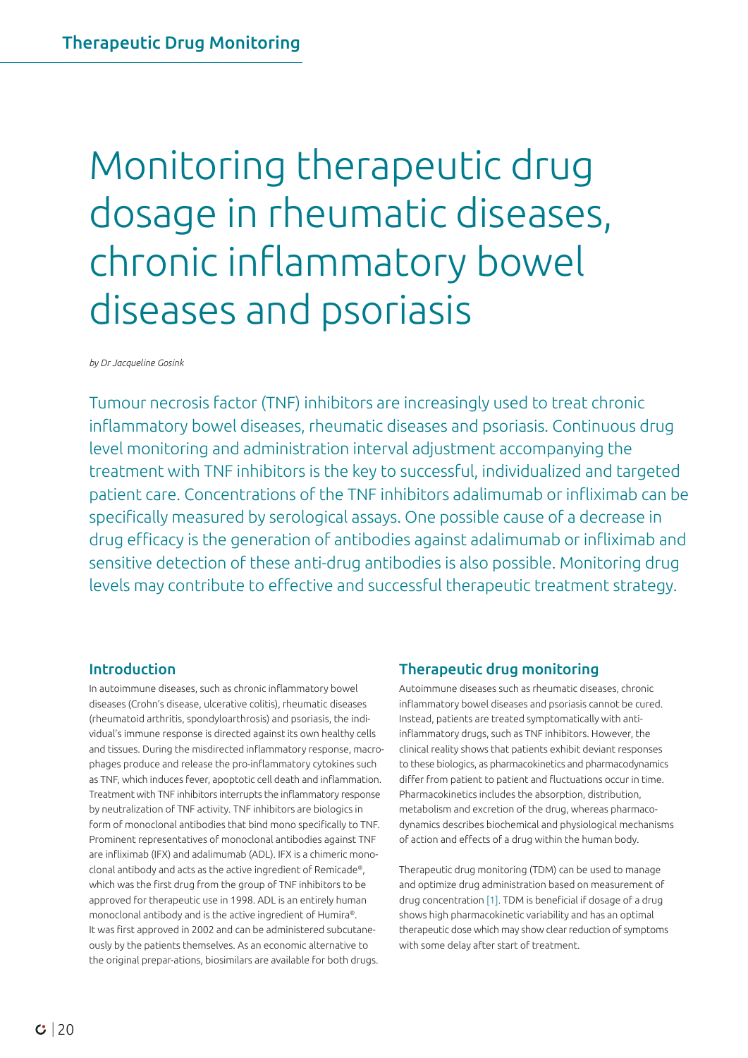# Monitoring therapeutic drug dosage in rheumatic diseases, chronic inflammatory bowel diseases and psoriasis

*by Dr Jacqueline Gosink*

Tumour necrosis factor (TNF) inhibitors are increasingly used to treat chronic inflammatory bowel diseases, rheumatic diseases and psoriasis. Continuous drug level monitoring and administration interval adjustment accompanying the treatment with TNF inhibitors is the key to successful, individualized and targeted patient care. Concentrations of the TNF inhibitors adalimumab or infliximab can be specifically measured by serological assays. One possible cause of a decrease in drug efficacy is the generation of antibodies against adalimumab or infliximab and sensitive detection of these anti-drug antibodies is also possible. Monitoring drug levels may contribute to effective and successful therapeutic treatment strategy.

## Introduction

In autoimmune diseases, such as chronic inflammatory bowel diseases (Crohn's disease, ulcerative colitis), rheumatic diseases (rheumatoid arthritis, spondyloarthrosis) and psoriasis, the individual's immune response is directed against its own healthy cells and tissues. During the misdirected inflammatory response, macrophages produce and release the pro-inflammatory cytokines such as TNF, which induces fever, apoptotic cell death and inflammation. Treatment with TNF inhibitors interrupts the inflammatory response by neutralization of TNF activity. TNF inhibitors are biologics in form of monoclonal antibodies that bind mono specifically to TNF. Prominent representatives of monoclonal antibodies against TNF are infliximab (IFX) and adalimumab (ADL). IFX is a chimeric monoclonal antibody and acts as the active ingredient of Remicade®, which was the first drug from the group of TNF inhibitors to be approved for therapeutic use in 1998. ADL is an entirely human monoclonal antibody and is the active ingredient of Humira®. It was first approved in 2002 and can be administered subcutaneously by the patients themselves. As an economic alternative to the original prepar-ations, biosimilars are available for both drugs.

## Therapeutic drug monitoring

Autoimmune diseases such as rheumatic diseases, chronic inflammatory bowel diseases and psoriasis cannot be cured. Instead, patients are treated symptomatically with anti-inflammatory drugs, such as TNF inhibitors. However, the clinical reality shows that patients exhibit deviant responses to these biologics, as pharmacokinetics and pharmacodynamics differ from patient to patient and fluctuations occur in time. Pharmacokinetics includes the absorption, distribution, metabolism and excretion of the drug, whereas pharmacodynamics describes biochemical and physiological mechanisms of action and effects of a drug within the human body.

Therapeutic drug monitoring (TDM) can be used to manage and optimize drug administration based on measurement of drug concentration [1]. TDM is beneficial if dosage of a drug shows high pharmacokinetic variability and has an optimal therapeutic dose which may show clear reduction of symptoms with some delay after start of treatment.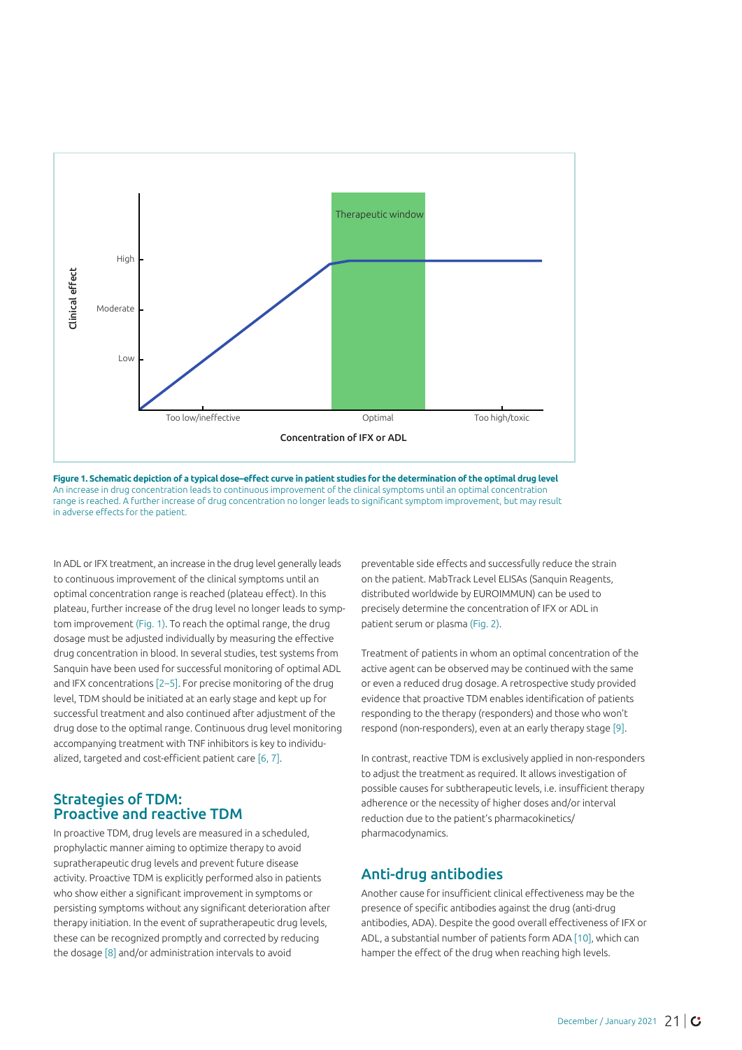**Figure 1. Schematic depiction of a typical dose–effect curve in patient studies for the determination of the optimal drug level**
An increase in drug concentration leads to continuous improvement of the clinical symptoms until an optimal concentration range is reached. A further increase of drug concentration no longer leads to significant symptom improvement, but may result in adverse effects for the patient.

In ADL or IFX treatment, an increase in the drug level generally leads to continuous improvement of the clinical symptoms until an optimal concentration range is reached (plateau effect). In this plateau, further increase of the drug level no longer leads to symptom improvement (Fig. 1). To reach the optimal range, the drug dosage must be adjusted individually by measuring the effective drug concentration in blood. In several studies, test systems from Sanquin have been used for successful monitoring of optimal ADL and IFX concentrations [2–5]. For precise monitoring of the drug level, TDM should be initiated at an early stage and kept up for successful treatment and also continued after adjustment of the drug dose to the optimal range. Continuous drug level monitoring accompanying treatment with TNF inhibitors is key to individualized, targeted and cost-efficient patient care [6, 7].

## Strategies of TDM: Proactive and reactive TDM

In proactive TDM, drug levels are measured in a scheduled, prophylactic manner aiming to optimize therapy to avoid supratherapeutic drug levels and prevent future disease activity. Proactive TDM is explicitly performed also in patients who show either a significant improvement in symptoms or persisting symptoms without any significant deterioration after therapy initiation. In the event of supratherapeutic drug levels, these can be recognized promptly and corrected by reducing the dosage [8] and/or administration intervals to avoid preventable side effects and successfully reduce the strain on the patient. MabTrack Level ELISAs (Sanquin Reagents, distributed worldwide by EUROIMMUN) can be used to precisely determine the concentration of IFX or ADL in patient serum or plasma (Fig. 2).

Treatment of patients in whom an optimal concentration of the active agent can be observed may be continued with the same or even a reduced drug dosage. A retrospective study provided evidence that proactive TDM enables identification of patients responding to the therapy (responders) and those who won't respond (non-responders), even at an early therapy stage [9].

In contrast, reactive TDM is exclusively applied in non-responders to adjust the treatment as required. It allows investigation of possible causes for subtherapeutic levels, i.e. insufficient therapy adherence or the necessity of higher doses and/or interval reduction due to the patient's pharmacokinetics/pharmacodynamics.

## Anti-drug antibodies

Another cause for insufficient clinical effectiveness may be the presence of specific antibodies against the drug (anti-drug antibodies, ADA). Despite the good overall effectiveness of IFX or ADL, a substantial number of patients form ADA [10], which can hamper the effect of the drug when reaching high levels.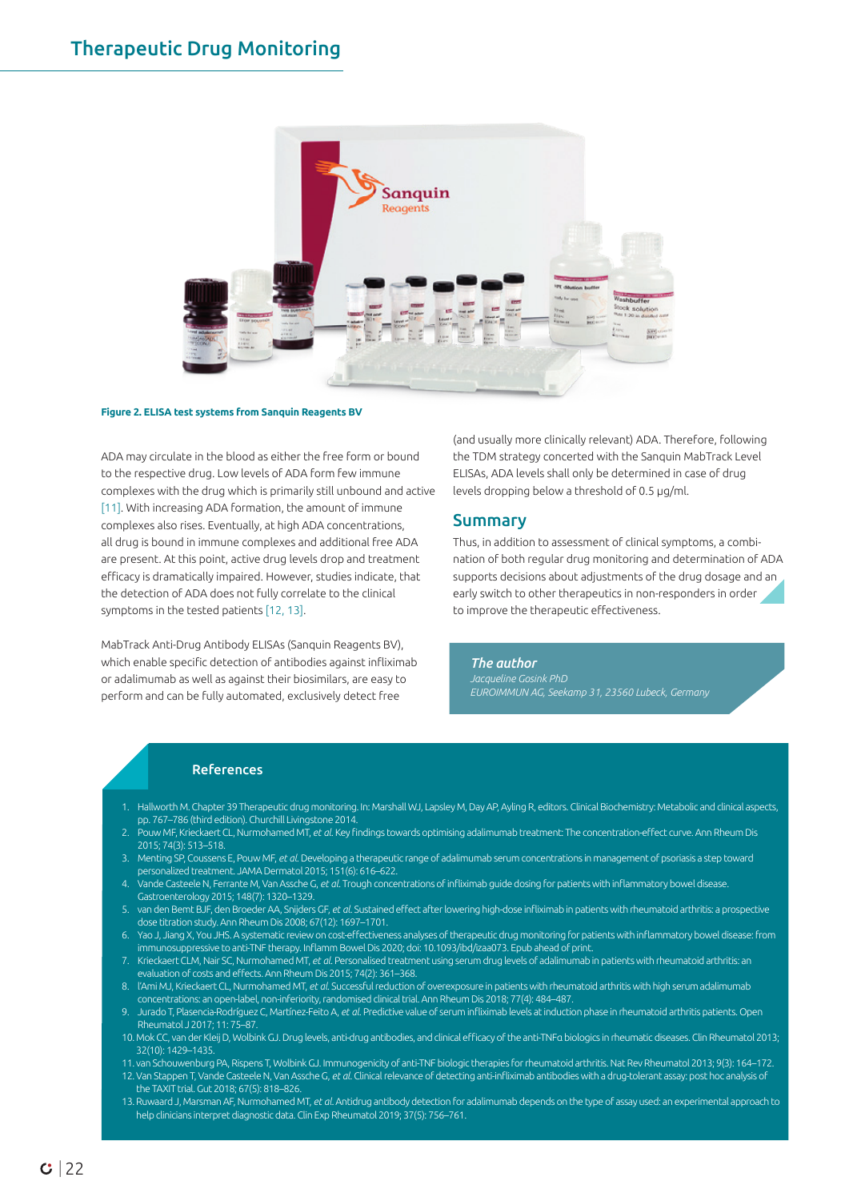Figure 2. ELISA test systems from Sanquin Reagents BV

ADA may circulate in the blood as either the free form or bound to the respective drug. Low levels of ADA form few immune complexes with the drug which is primarily still unbound and active [11]. With increasing ADA formation, the amount of immune complexes also rises. Eventually, at high ADA concentrations, all drug is bound in immune complexes and additional free ADA are present. At this point, active drug levels drop and treatment efficacy is dramatically impaired. However, studies indicate, that the detection of ADA does not fully correlate to the clinical symptoms in the tested patients [12, 13].

MabTrack Anti-Drug Antibody ELISAs (Sanquin Reagents BV), which enable specific detection of antibodies against infliximab or adalimumab as well as against their biosimilars, are easy to perform and can be fully automated, exclusively detect free (and usually more clinically relevant) ADA. Therefore, following the TDM strategy concerted with the Sanquin MabTrack Level ELISAs, ADA levels shall only be determined in case of drug levels dropping below a threshold of 0.5 µg/ml.

## Summary

Thus, in addition to assessment of clinical symptoms, a combination of both regular drug monitoring and determination of ADA supports decisions about adjustments of the drug dosage and an early switch to other therapeutics in non-responders in order to improve the therapeutic effectiveness.

***The author***
*Jacqueline Gosink PhD*
*EUROIMMUN AG, Seekamp 31, 23560 Lubeck, Germany*

## References

1. Hallworth M. Chapter 39 Therapeutic drug monitoring. In: Marshall WJ, Lapsley M, Day AP, Ayling R, editors. Clinical Biochemistry: Metabolic and clinical aspects, pp. 767–786 (third edition). Churchill Livingstone 2014.
2. Pouw MF, Krieckaert CL, Nurmohamed MT, *et al.* Key findings towards optimising adalimumab treatment: The concentration-effect curve. Ann Rheum Dis 2015; 74(3): 513–518.
3. Menting SP, Coussens E, Pouw MF, *et al.* Developing a therapeutic range of adalimumab serum concentrations in management of psoriasis a step toward personalized treatment. JAMA Dermatol 2015; 151(6): 616–622.
4. Vande Casteele N, Ferrante M, Van Assche G, *et al.* Trough concentrations of infliximab guide dosing for patients with inflammatory bowel disease. Gastroenterology 2015; 148(7): 1320–1329.
5. van den Bemt BJF, den Broeder AA, Snijders GF, *et al.* Sustained effect after lowering high-dose infliximab in patients with rheumatoid arthritis: a prospective dose titration study. Ann Rheum Dis 2008; 67(12): 1697–1701.
6. Yao J, Jiang X, You JHS. A systematic review on cost-effectiveness analyses of therapeutic drug monitoring for patients with inflammatory bowel disease: from immunosuppressive to anti-TNF therapy. Inflamm Bowel Dis 2020; doi: 10.1093/ibd/izaa073. Epub ahead of print.
7. Krieckaert CLM, Nair SC, Nurmohamed MT, *et al.* Personalised treatment using serum drug levels of adalimumab in patients with rheumatoid arthritis: an evaluation of costs and effects. Ann Rheum Dis 2015; 74(2): 361–368.
8. l'Ami MJ, Krieckaert CL, Nurmohamed MT, *et al.* Successful reduction of overexposure in patients with rheumatoid arthritis with high serum adalimumab concentrations: an open-label, non-inferiority, randomised clinical trial. Ann Rheum Dis 2018; 77(4): 484–487.
9. Jurado T, Plasencia-Rodríguez C, Martínez-Feito A, *et al.* Predictive value of serum infliximab levels at induction phase in rheumatoid arthritis patients. Open Rheumatol J 2017; 11: 75–87.
10. Mok CC, van der Kleij D, Wolbink GJ. Drug levels, anti-drug antibodies, and clinical efficacy of the anti-TNFα biologics in rheumatic diseases. Clin Rheumatol 2013; 32(10): 1429–1435.
11. van Schouwenburg PA, Rispens T, Wolbink GJ. Immunogenicity of anti-TNF biologic therapies for rheumatoid arthritis. Nat Rev Rheumatol 2013; 9(3): 164–172.
12. Van Stappen T, Vande Casteele N, Van Assche G, *et al.* Clinical relevance of detecting anti-infliximab antibodies with a drug-tolerant assay: post hoc analysis of the TAXIT trial. Gut 2018; 67(5): 818–826.
13. Ruwaard J, Marsman AF, Nurmohamed MT, *et al.* Antidrug antibody detection for adalimumab depends on the type of assay used: an experimental approach to help clinicians interpret diagnostic data. Clin Exp Rheumatol 2019; 37(5): 756–761.